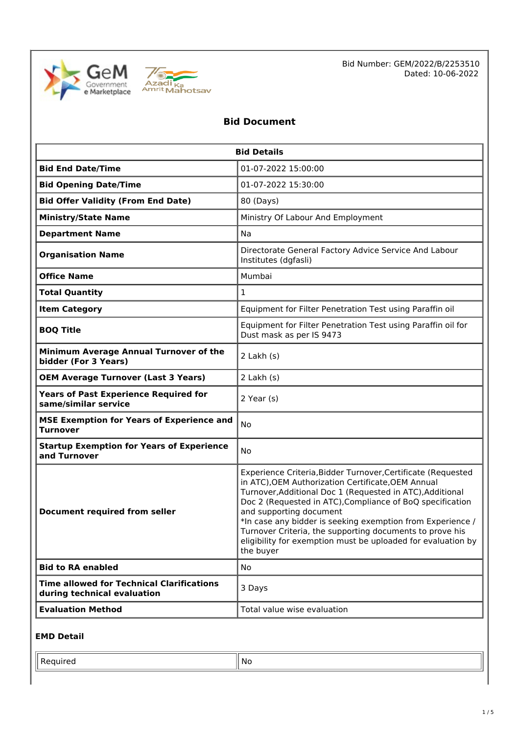Bid Number: GEM/2022/B/2253510
Dated: 10-06-2022

# Bid Document

| Bid Details | |
|---|---|
| **Bid End Date/Time** | 01-07-2022 15:00:00 |
| **Bid Opening Date/Time** | 01-07-2022 15:30:00 |
| **Bid Offer Validity (From End Date)** | 80 (Days) |
| **Ministry/State Name** | Ministry Of Labour And Employment |
| **Department Name** | Na |
| **Organisation Name** | Directorate General Factory Advice Service And Labour Institutes (dgfasli) |
| **Office Name** | Mumbai |
| **Total Quantity** | 1 |
| **Item Category** | Equipment for Filter Penetration Test using Paraffin oil |
| **BOQ Title** | Equipment for Filter Penetration Test using Paraffin oil for Dust mask as per IS 9473 |
| **Minimum Average Annual Turnover of the bidder (For 3 Years)** | 2 Lakh (s) |
| **OEM Average Turnover (Last 3 Years)** | 2 Lakh (s) |
| **Years of Past Experience Required for same/similar service** | 2 Year (s) |
| **MSE Exemption for Years of Experience and Turnover** | No |
| **Startup Exemption for Years of Experience and Turnover** | No |
| **Document required from seller** | Experience Criteria,Bidder Turnover,Certificate (Requested in ATC),OEM Authorization Certificate,OEM Annual Turnover,Additional Doc 1 (Requested in ATC),Additional Doc 2 (Requested in ATC),Compliance of BoQ specification and supporting document<br>*In case any bidder is seeking exemption from Experience / Turnover Criteria, the supporting documents to prove his eligibility for exemption must be uploaded for evaluation by the buyer |
| **Bid to RA enabled** | No |
| **Time allowed for Technical Clarifications during technical evaluation** | 3 Days |
| **Evaluation Method** | Total value wise evaluation |

### EMD Detail

| Required | No |
|---|---|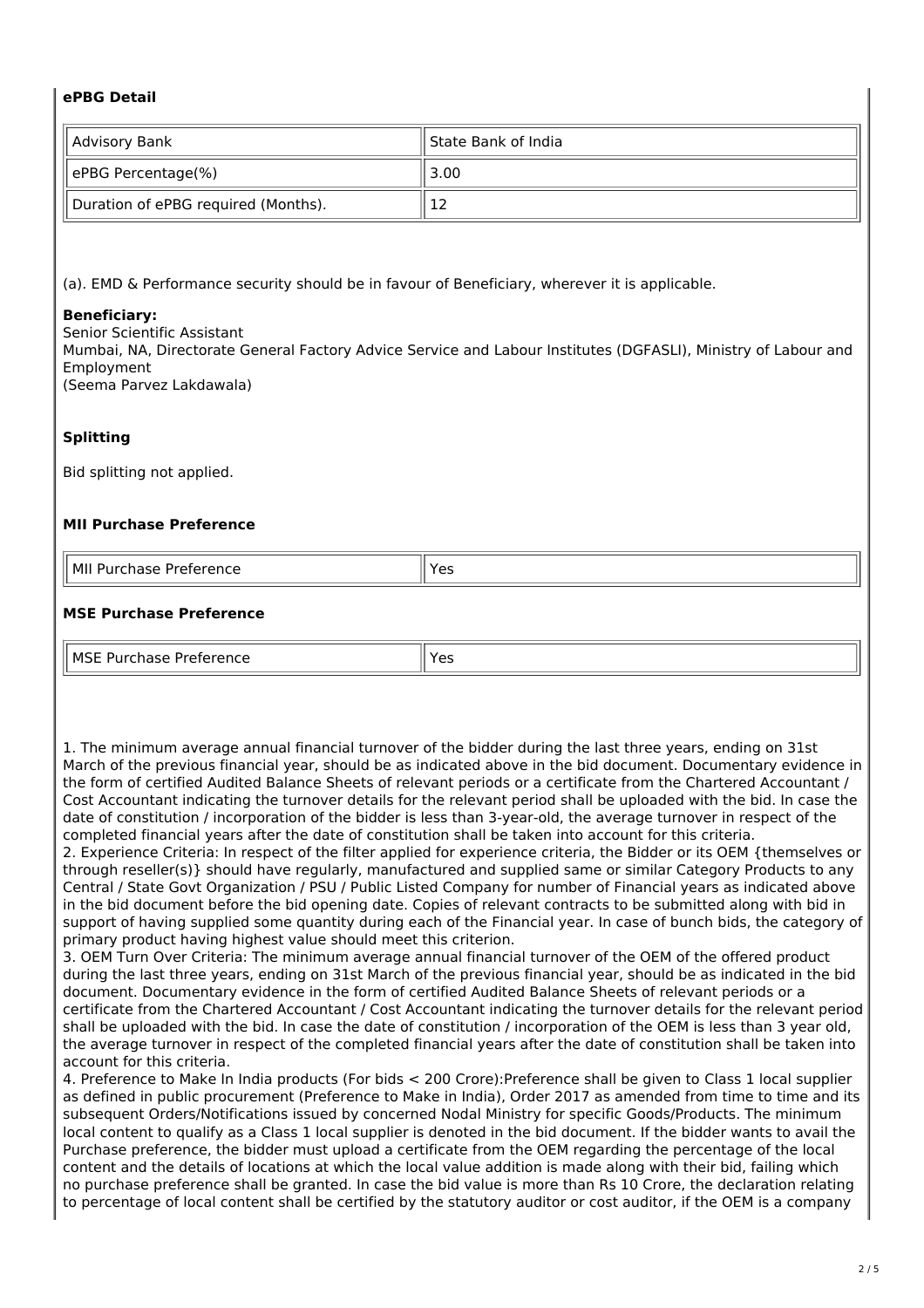### ePBG Detail

| | |
|---|---|
| Advisory Bank | State Bank of India |
| ePBG Percentage(%) | 3.00 |
| Duration of ePBG required (Months). | 12 |

(a). EMD & Performance security should be in favour of Beneficiary, wherever it is applicable.

**Beneficiary:**
Senior Scientific Assistant
Mumbai, NA, Directorate General Factory Advice Service and Labour Institutes (DGFASLI), Ministry of Labour and Employment
(Seema Parvez Lakdawala)

### Splitting

Bid splitting not applied.

### MII Purchase Preference

| | |
|---|---|
| MII Purchase Preference | Yes |

### MSE Purchase Preference

| | |
|---|---|
| MSE Purchase Preference | Yes |

1. The minimum average annual financial turnover of the bidder during the last three years, ending on 31st March of the previous financial year, should be as indicated above in the bid document. Documentary evidence in the form of certified Audited Balance Sheets of relevant periods or a certificate from the Chartered Accountant / Cost Accountant indicating the turnover details for the relevant period shall be uploaded with the bid. In case the date of constitution / incorporation of the bidder is less than 3-year-old, the average turnover in respect of the completed financial years after the date of constitution shall be taken into account for this criteria.
2. Experience Criteria: In respect of the filter applied for experience criteria, the Bidder or its OEM {themselves or through reseller(s)} should have regularly, manufactured and supplied same or similar Category Products to any Central / State Govt Organization / PSU / Public Listed Company for number of Financial years as indicated above in the bid document before the bid opening date. Copies of relevant contracts to be submitted along with bid in support of having supplied some quantity during each of the Financial year. In case of bunch bids, the category of primary product having highest value should meet this criterion.
3. OEM Turn Over Criteria: The minimum average annual financial turnover of the OEM of the offered product during the last three years, ending on 31st March of the previous financial year, should be as indicated in the bid document. Documentary evidence in the form of certified Audited Balance Sheets of relevant periods or a certificate from the Chartered Accountant / Cost Accountant indicating the turnover details for the relevant period shall be uploaded with the bid. In case the date of constitution / incorporation of the OEM is less than 3 year old, the average turnover in respect of the completed financial years after the date of constitution shall be taken into account for this criteria.
4. Preference to Make In India products (For bids < 200 Crore):Preference shall be given to Class 1 local supplier as defined in public procurement (Preference to Make in India), Order 2017 as amended from time to time and its subsequent Orders/Notifications issued by concerned Nodal Ministry for specific Goods/Products. The minimum local content to qualify as a Class 1 local supplier is denoted in the bid document. If the bidder wants to avail the Purchase preference, the bidder must upload a certificate from the OEM regarding the percentage of the local content and the details of locations at which the local value addition is made along with their bid, failing which no purchase preference shall be granted. In case the bid value is more than Rs 10 Crore, the declaration relating to percentage of local content shall be certified by the statutory auditor or cost auditor, if the OEM is a company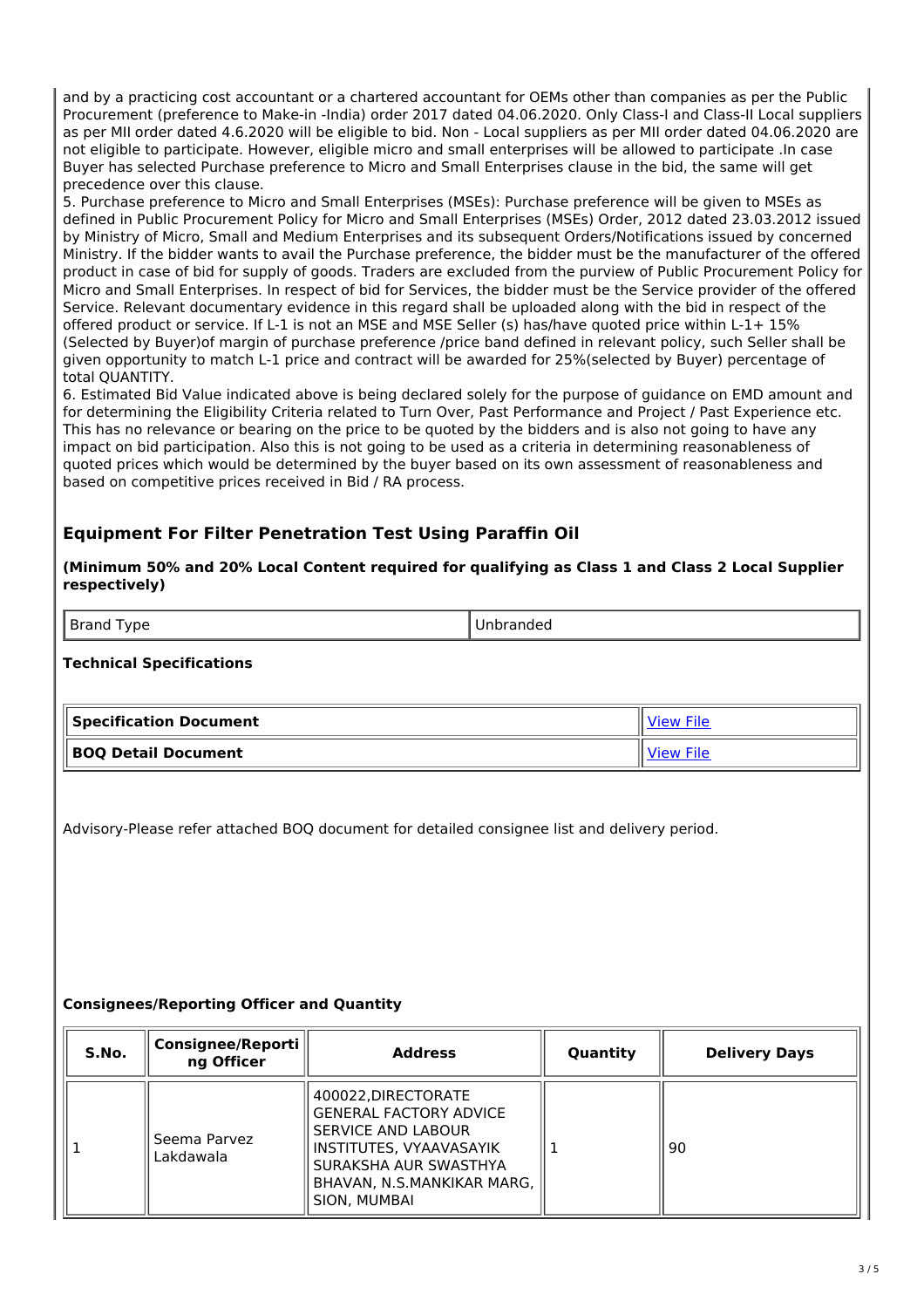and by a practicing cost accountant or a chartered accountant for OEMs other than companies as per the Public Procurement (preference to Make-in -India) order 2017 dated 04.06.2020. Only Class-I and Class-II Local suppliers as per MII order dated 4.6.2020 will be eligible to bid. Non - Local suppliers as per MII order dated 04.06.2020 are not eligible to participate. However, eligible micro and small enterprises will be allowed to participate .In case Buyer has selected Purchase preference to Micro and Small Enterprises clause in the bid, the same will get precedence over this clause.

5. Purchase preference to Micro and Small Enterprises (MSEs): Purchase preference will be given to MSEs as defined in Public Procurement Policy for Micro and Small Enterprises (MSEs) Order, 2012 dated 23.03.2012 issued by Ministry of Micro, Small and Medium Enterprises and its subsequent Orders/Notifications issued by concerned Ministry. If the bidder wants to avail the Purchase preference, the bidder must be the manufacturer of the offered product in case of bid for supply of goods. Traders are excluded from the purview of Public Procurement Policy for Micro and Small Enterprises. In respect of bid for Services, the bidder must be the Service provider of the offered Service. Relevant documentary evidence in this regard shall be uploaded along with the bid in respect of the offered product or service. If L-1 is not an MSE and MSE Seller (s) has/have quoted price within L-1+ 15% (Selected by Buyer)of margin of purchase preference /price band defined in relevant policy, such Seller shall be given opportunity to match L-1 price and contract will be awarded for 25%(selected by Buyer) percentage of total QUANTITY.

6. Estimated Bid Value indicated above is being declared solely for the purpose of guidance on EMD amount and for determining the Eligibility Criteria related to Turn Over, Past Performance and Project / Past Experience etc. This has no relevance or bearing on the price to be quoted by the bidders and is also not going to have any impact on bid participation. Also this is not going to be used as a criteria in determining reasonableness of quoted prices which would be determined by the buyer based on its own assessment of reasonableness and based on competitive prices received in Bid / RA process.

## Equipment For Filter Penetration Test Using Paraffin Oil

**(Minimum 50% and 20% Local Content required for qualifying as Class 1 and Class 2 Local Supplier respectively)**

| Brand Type | Unbranded |
|---|---|

**Technical Specifications**

| Specification Document | View File |
|---|---|
| **BOQ Detail Document** | View File |

Advisory-Please refer attached BOQ document for detailed consignee list and delivery period.

**Consignees/Reporting Officer and Quantity**

| S.No. | Consignee/Reporting Officer | Address | Quantity | Delivery Days |
|---|---|---|---|---|
| 1 | Seema Parvez Lakdawala | 400022,DIRECTORATE GENERAL FACTORY ADVICE SERVICE AND LABOUR INSTITUTES, VYAAVASAYIK SURAKSHA AUR SWASTHYA BHAVAN, N.S.MANKIKAR MARG, SION, MUMBAI | 1 | 90 |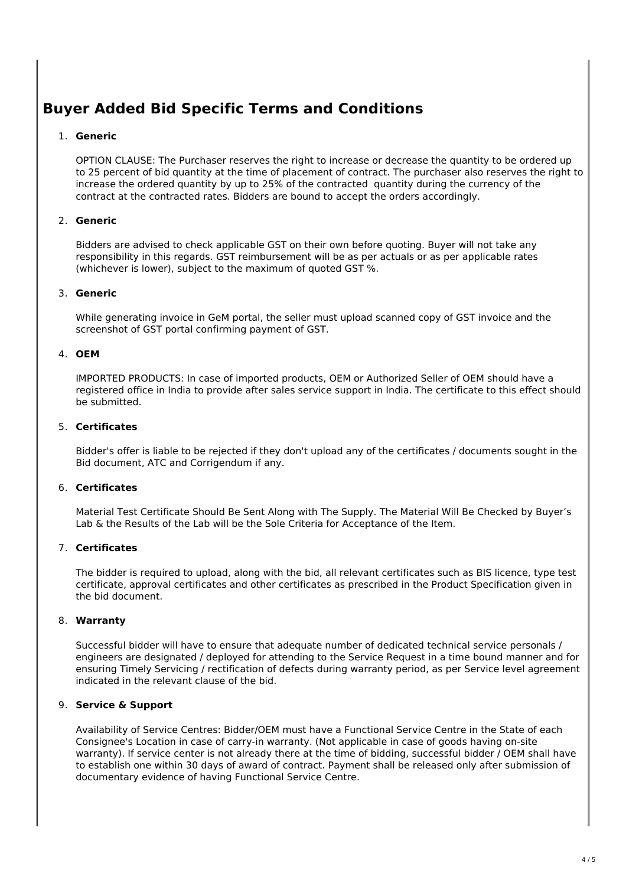# Buyer Added Bid Specific Terms and Conditions

1. **Generic**

   OPTION CLAUSE: The Purchaser reserves the right to increase or decrease the quantity to be ordered up to 25 percent of bid quantity at the time of placement of contract. The purchaser also reserves the right to increase the ordered quantity by up to 25% of the contracted quantity during the currency of the contract at the contracted rates. Bidders are bound to accept the orders accordingly.

2. **Generic**

   Bidders are advised to check applicable GST on their own before quoting. Buyer will not take any responsibility in this regards. GST reimbursement will be as per actuals or as per applicable rates (whichever is lower), subject to the maximum of quoted GST %.

3. **Generic**

   While generating invoice in GeM portal, the seller must upload scanned copy of GST invoice and the screenshot of GST portal confirming payment of GST.

4. **OEM**

   IMPORTED PRODUCTS: In case of imported products, OEM or Authorized Seller of OEM should have a registered office in India to provide after sales service support in India. The certificate to this effect should be submitted.

5. **Certificates**

   Bidder's offer is liable to be rejected if they don't upload any of the certificates / documents sought in the Bid document, ATC and Corrigendum if any.

6. **Certificates**

   Material Test Certificate Should Be Sent Along with The Supply. The Material Will Be Checked by Buyer's Lab & the Results of the Lab will be the Sole Criteria for Acceptance of the Item.

7. **Certificates**

   The bidder is required to upload, along with the bid, all relevant certificates such as BIS licence, type test certificate, approval certificates and other certificates as prescribed in the Product Specification given in the bid document.

8. **Warranty**

   Successful bidder will have to ensure that adequate number of dedicated technical service personals / engineers are designated / deployed for attending to the Service Request in a time bound manner and for ensuring Timely Servicing / rectification of defects during warranty period, as per Service level agreement indicated in the relevant clause of the bid.

9. **Service & Support**

   Availability of Service Centres: Bidder/OEM must have a Functional Service Centre in the State of each Consignee's Location in case of carry-in warranty. (Not applicable in case of goods having on-site warranty). If service center is not already there at the time of bidding, successful bidder / OEM shall have to establish one within 30 days of award of contract. Payment shall be released only after submission of documentary evidence of having Functional Service Centre.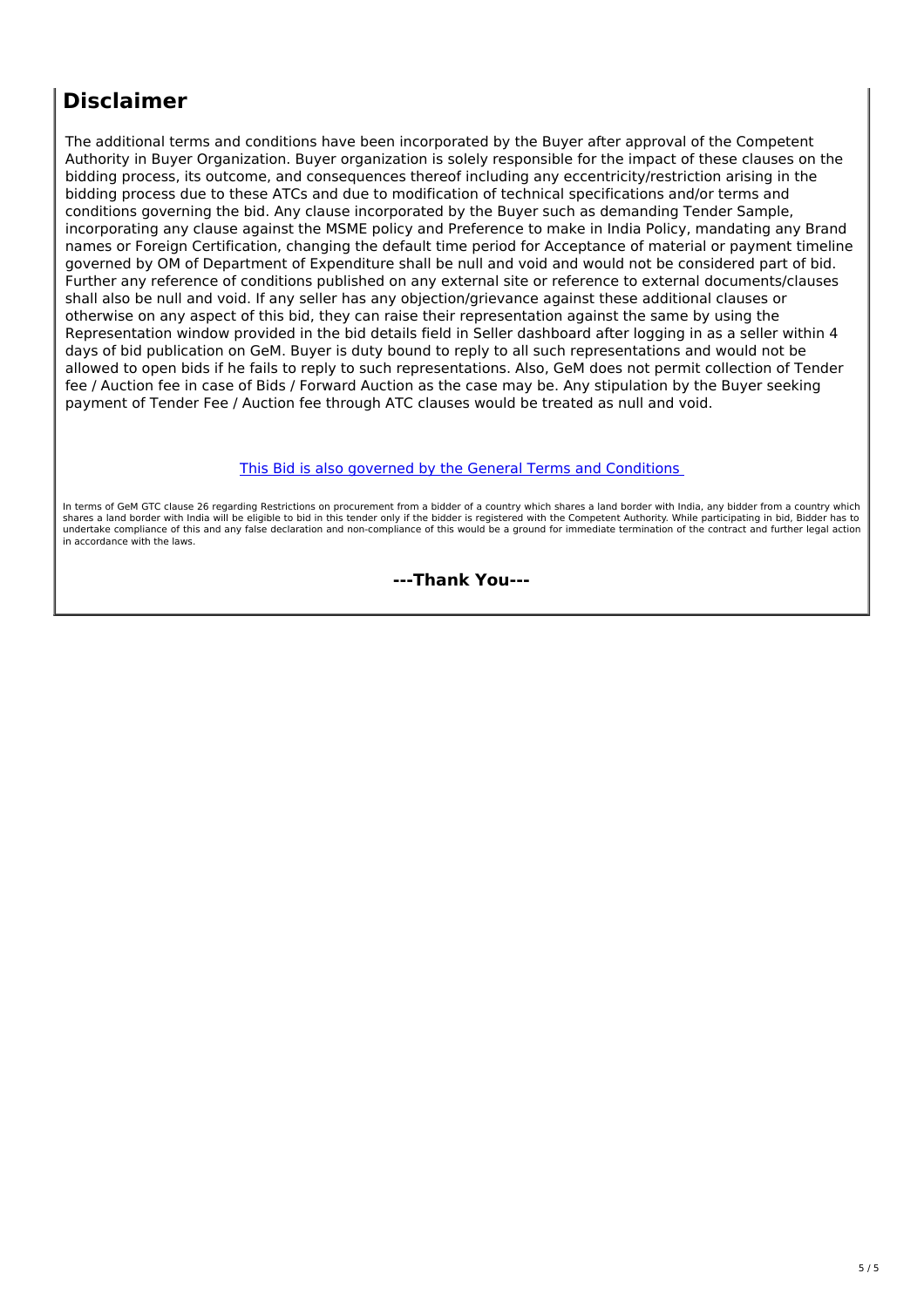## Disclaimer

The additional terms and conditions have been incorporated by the Buyer after approval of the Competent Authority in Buyer Organization. Buyer organization is solely responsible for the impact of these clauses on the bidding process, its outcome, and consequences thereof including any eccentricity/restriction arising in the bidding process due to these ATCs and due to modification of technical specifications and/or terms and conditions governing the bid. Any clause incorporated by the Buyer such as demanding Tender Sample, incorporating any clause against the MSME policy and Preference to make in India Policy, mandating any Brand names or Foreign Certification, changing the default time period for Acceptance of material or payment timeline governed by OM of Department of Expenditure shall be null and void and would not be considered part of bid. Further any reference of conditions published on any external site or reference to external documents/clauses shall also be null and void. If any seller has any objection/grievance against these additional clauses or otherwise on any aspect of this bid, they can raise their representation against the same by using the Representation window provided in the bid details field in Seller dashboard after logging in as a seller within 4 days of bid publication on GeM. Buyer is duty bound to reply to all such representations and would not be allowed to open bids if he fails to reply to such representations. Also, GeM does not permit collection of Tender fee / Auction fee in case of Bids / Forward Auction as the case may be. Any stipulation by the Buyer seeking payment of Tender Fee / Auction fee through ATC clauses would be treated as null and void.

This Bid is also governed by the General Terms and Conditions

In terms of GeM GTC clause 26 regarding Restrictions on procurement from a bidder of a country which shares a land border with India, any bidder from a country which shares a land border with India will be eligible to bid in this tender only if the bidder is registered with the Competent Authority. While participating in bid, Bidder has to undertake compliance of this and any false declaration and non-compliance of this would be a ground for immediate termination of the contract and further legal action in accordance with the laws.

**---Thank You---**